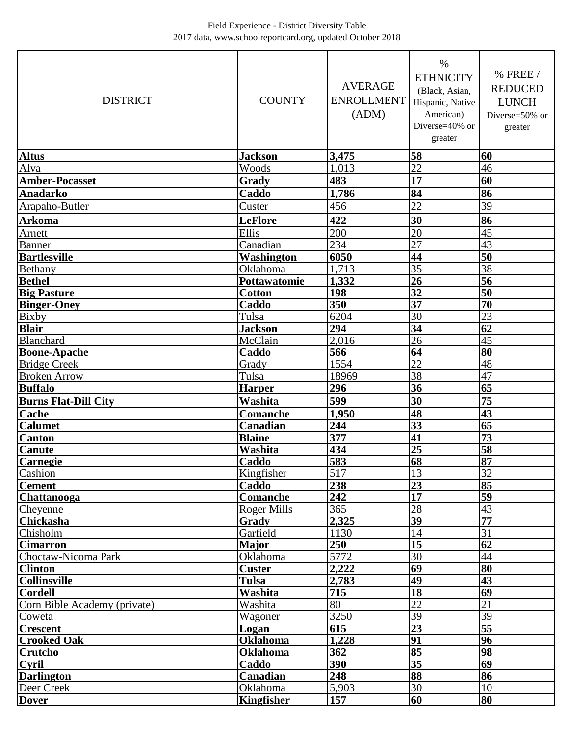Field Experience - District Diversity Table
2017 data, www.schoolreportcard.org, updated October 2018

| DISTRICT | COUNTY | AVERAGE ENROLLMENT (ADM) | % ETHNICITY (Black, Asian, Hispanic, Native American) Diverse=40% or greater | % FREE / REDUCED LUNCH Diverse=50% or greater |
|---|---|---|---|---|
| **Altus** | **Jackson** | **3,475** | **58** | **60** |
| Alva | Woods | 1,013 | 22 | 46 |
| **Amber-Pocasset** | **Grady** | **483** | **17** | **60** |
| **Anadarko** | **Caddo** | **1,786** | **84** | **86** |
| Arapaho-Butler | Custer | 456 | 22 | 39 |
| **Arkoma** | **LeFlore** | **422** | **30** | **86** |
| Arnett | Ellis | 200 | 20 | 45 |
| Banner | Canadian | 234 | 27 | 43 |
| **Bartlesville** | **Washington** | **6050** | **44** | **50** |
| Bethany | Oklahoma | 1,713 | 35 | 38 |
| **Bethel** | **Pottawatomie** | **1,332** | **26** | **56** |
| **Big Pasture** | **Cotton** | **198** | **32** | **50** |
| **Binger-Oney** | **Caddo** | **350** | **37** | **70** |
| Bixby | Tulsa | 6204 | 30 | 23 |
| **Blair** | **Jackson** | **294** | **34** | **62** |
| Blanchard | McClain | 2,016 | 26 | 45 |
| **Boone-Apache** | **Caddo** | **566** | **64** | **80** |
| Bridge Creek | Grady | 1554 | 22 | 48 |
| Broken Arrow | Tulsa | 18969 | 38 | 47 |
| **Buffalo** | **Harper** | **296** | **36** | **65** |
| **Burns Flat-Dill City** | **Washita** | **599** | **30** | **75** |
| **Cache** | **Comanche** | **1,950** | **48** | **43** |
| **Calumet** | **Canadian** | **244** | **33** | **65** |
| **Canton** | **Blaine** | **377** | **41** | **73** |
| **Canute** | **Washita** | **434** | **25** | **58** |
| **Carnegie** | **Caddo** | **583** | **68** | **87** |
| Cashion | Kingfisher | 517 | 13 | 32 |
| **Cement** | **Caddo** | **238** | **23** | **85** |
| **Chattanooga** | **Comanche** | **242** | **17** | **59** |
| Cheyenne | Roger Mills | 365 | 28 | 43 |
| **Chickasha** | **Grady** | **2,325** | **39** | **77** |
| Chisholm | Garfield | 1130 | 14 | 31 |
| **Cimarron** | **Major** | **250** | **15** | **62** |
| Choctaw-Nicoma Park | Oklahoma | 5772 | 30 | 44 |
| **Clinton** | **Custer** | **2,222** | **69** | **80** |
| **Collinsville** | **Tulsa** | **2,783** | **49** | **43** |
| **Cordell** | **Washita** | **715** | **18** | **69** |
| Corn Bible Academy (private) | Washita | 80 | 22 | 21 |
| Coweta | Wagoner | 3250 | 39 | 39 |
| **Crescent** | **Logan** | **615** | **23** | **55** |
| **Crooked Oak** | **Oklahoma** | **1,228** | **91** | **96** |
| **Crutcho** | **Oklahoma** | **362** | **85** | **98** |
| **Cyril** | **Caddo** | **390** | **35** | **69** |
| **Darlington** | **Canadian** | **248** | **88** | **86** |
| Deer Creek | Oklahoma | 5,903 | 30 | 10 |
| **Dover** | **Kingfisher** | **157** | **60** | **80** |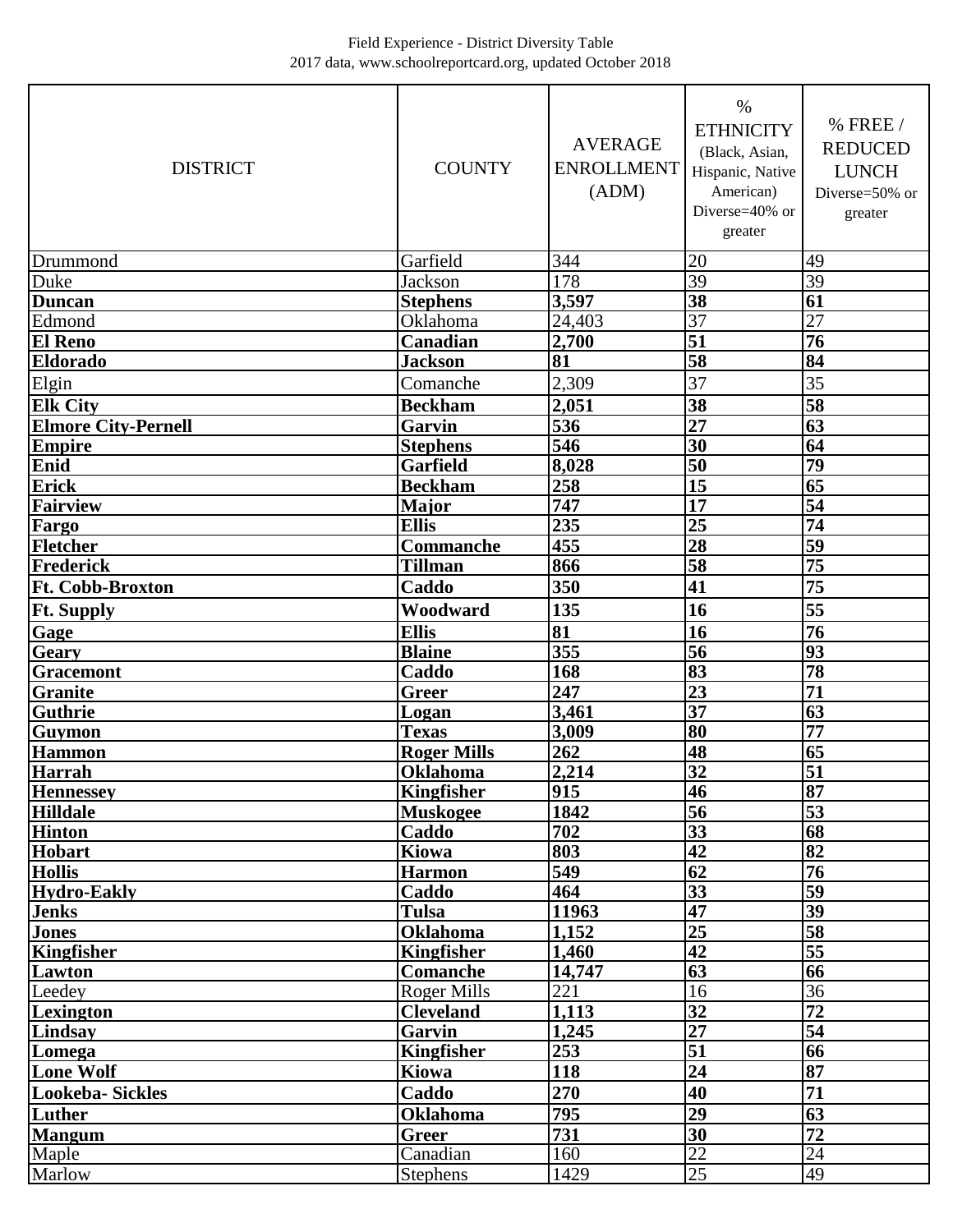Field Experience - District Diversity Table
2017 data, www.schoolreportcard.org, updated October 2018

| DISTRICT | COUNTY | AVERAGE ENROLLMENT (ADM) | % ETHNICITY (Black, Asian, Hispanic, Native American) Diverse=40% or greater | % FREE / REDUCED LUNCH Diverse=50% or greater |
|---|---|---|---|---|
| Drummond | Garfield | 344 | 20 | 49 |
| Duke | Jackson | 178 | 39 | 39 |
| **Duncan** | **Stephens** | **3,597** | **38** | **61** |
| Edmond | Oklahoma | 24,403 | 37 | 27 |
| **El Reno** | **Canadian** | **2,700** | **51** | **76** |
| **Eldorado** | **Jackson** | **81** | **58** | **84** |
| Elgin | Comanche | 2,309 | 37 | 35 |
| **Elk City** | **Beckham** | **2,051** | **38** | **58** |
| **Elmore City-Pernell** | **Garvin** | **536** | **27** | **63** |
| **Empire** | **Stephens** | **546** | **30** | **64** |
| **Enid** | **Garfield** | **8,028** | **50** | **79** |
| **Erick** | **Beckham** | **258** | **15** | **65** |
| **Fairview** | **Major** | **747** | **17** | **54** |
| **Fargo** | **Ellis** | **235** | **25** | **74** |
| **Fletcher** | **Commanche** | **455** | **28** | **59** |
| **Frederick** | **Tillman** | **866** | **58** | **75** |
| **Ft. Cobb-Broxton** | **Caddo** | **350** | **41** | **75** |
| **Ft. Supply** | **Woodward** | **135** | **16** | **55** |
| **Gage** | **Ellis** | **81** | **16** | **76** |
| **Geary** | **Blaine** | **355** | **56** | **93** |
| **Gracemont** | **Caddo** | **168** | **83** | **78** |
| **Granite** | **Greer** | **247** | **23** | **71** |
| **Guthrie** | **Logan** | **3,461** | **37** | **63** |
| **Guymon** | **Texas** | **3,009** | **80** | **77** |
| **Hammon** | **Roger Mills** | **262** | **48** | **65** |
| **Harrah** | **Oklahoma** | **2,214** | **32** | **51** |
| **Hennessey** | **Kingfisher** | **915** | **46** | **87** |
| **Hilldale** | **Muskogee** | **1842** | **56** | **53** |
| **Hinton** | **Caddo** | **702** | **33** | **68** |
| **Hobart** | **Kiowa** | **803** | **42** | **82** |
| **Hollis** | **Harmon** | **549** | **62** | **76** |
| **Hydro-Eakly** | **Caddo** | **464** | **33** | **59** |
| **Jenks** | **Tulsa** | **11963** | **47** | **39** |
| **Jones** | **Oklahoma** | **1,152** | **25** | **58** |
| **Kingfisher** | **Kingfisher** | **1,460** | **42** | **55** |
| **Lawton** | **Comanche** | **14,747** | **63** | **66** |
| Leedey | Roger Mills | 221 | 16 | 36 |
| **Lexington** | **Cleveland** | **1,113** | **32** | **72** |
| **Lindsay** | **Garvin** | **1,245** | **27** | **54** |
| **Lomega** | **Kingfisher** | **253** | **51** | **66** |
| **Lone Wolf** | **Kiowa** | **118** | **24** | **87** |
| **Lookeba- Sickles** | **Caddo** | **270** | **40** | **71** |
| **Luther** | **Oklahoma** | **795** | **29** | **63** |
| **Mangum** | **Greer** | **731** | **30** | **72** |
| Maple | Canadian | 160 | 22 | 24 |
| Marlow | Stephens | 1429 | 25 | 49 |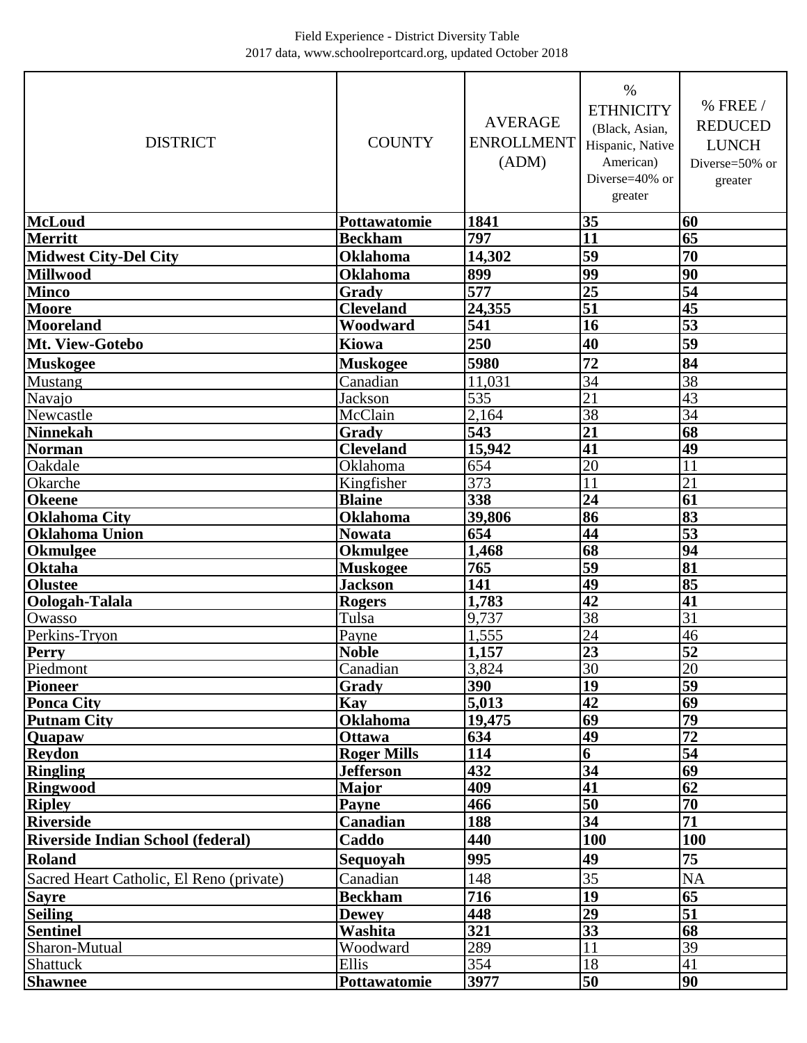Field Experience - District Diversity Table
2017 data, www.schoolreportcard.org, updated October 2018

| DISTRICT | COUNTY | AVERAGE ENROLLMENT (ADM) | % ETHNICITY (Black, Asian, Hispanic, Native American) Diverse=40% or greater | % FREE / REDUCED LUNCH Diverse=50% or greater |
|---|---|---|---|---|
| **McLoud** | **Pottawatomie** | **1841** | **35** | **60** |
| **Merritt** | **Beckham** | **797** | **11** | **65** |
| **Midwest City-Del City** | **Oklahoma** | **14,302** | **59** | **70** |
| **Millwood** | **Oklahoma** | **899** | **99** | **90** |
| **Minco** | **Grady** | **577** | **25** | **54** |
| **Moore** | **Cleveland** | **24,355** | **51** | **45** |
| **Mooreland** | **Woodward** | **541** | **16** | **53** |
| **Mt. View-Gotebo** | **Kiowa** | **250** | **40** | **59** |
| **Muskogee** | **Muskogee** | **5980** | **72** | **84** |
| Mustang | Canadian | 11,031 | 34 | 38 |
| Navajo | Jackson | 535 | 21 | 43 |
| Newcastle | McClain | 2,164 | 38 | 34 |
| **Ninnekah** | **Grady** | **543** | **21** | **68** |
| **Norman** | **Cleveland** | **15,942** | **41** | **49** |
| Oakdale | Oklahoma | 654 | 20 | 11 |
| Okarche | Kingfisher | 373 | 11 | 21 |
| **Okeene** | **Blaine** | **338** | **24** | **61** |
| **Oklahoma City** | **Oklahoma** | **39,806** | **86** | **83** |
| **Oklahoma Union** | **Nowata** | **654** | **44** | **53** |
| **Okmulgee** | **Okmulgee** | **1,468** | **68** | **94** |
| **Oktaha** | **Muskogee** | **765** | **59** | **81** |
| **Olustee** | **Jackson** | **141** | **49** | **85** |
| **Oologah-Talala** | **Rogers** | **1,783** | **42** | **41** |
| Owasso | Tulsa | 9,737 | 38 | 31 |
| Perkins-Tryon | Payne | 1,555 | 24 | 46 |
| **Perry** | **Noble** | **1,157** | **23** | **52** |
| Piedmont | Canadian | 3,824 | 30 | 20 |
| **Pioneer** | **Grady** | **390** | **19** | **59** |
| **Ponca City** | **Kay** | **5,013** | **42** | **69** |
| **Putnam City** | **Oklahoma** | **19,475** | **69** | **79** |
| **Quapaw** | **Ottawa** | **634** | **49** | **72** |
| **Reydon** | **Roger Mills** | **114** | **6** | **54** |
| **Ringling** | **Jefferson** | **432** | **34** | **69** |
| **Ringwood** | **Major** | **409** | **41** | **62** |
| **Ripley** | **Payne** | **466** | **50** | **70** |
| **Riverside** | **Canadian** | **188** | **34** | **71** |
| **Riverside Indian School (federal)** | **Caddo** | **440** | **100** | **100** |
| **Roland** | **Sequoyah** | **995** | **49** | **75** |
| Sacred Heart Catholic, El Reno (private) | Canadian | 148 | 35 | NA |
| **Sayre** | **Beckham** | **716** | **19** | **65** |
| **Seiling** | **Dewey** | **448** | **29** | **51** |
| **Sentinel** | **Washita** | **321** | **33** | **68** |
| Sharon-Mutual | Woodward | 289 | 11 | 39 |
| Shattuck | Ellis | 354 | 18 | 41 |
| **Shawnee** | **Pottawatomie** | **3977** | **50** | **90** |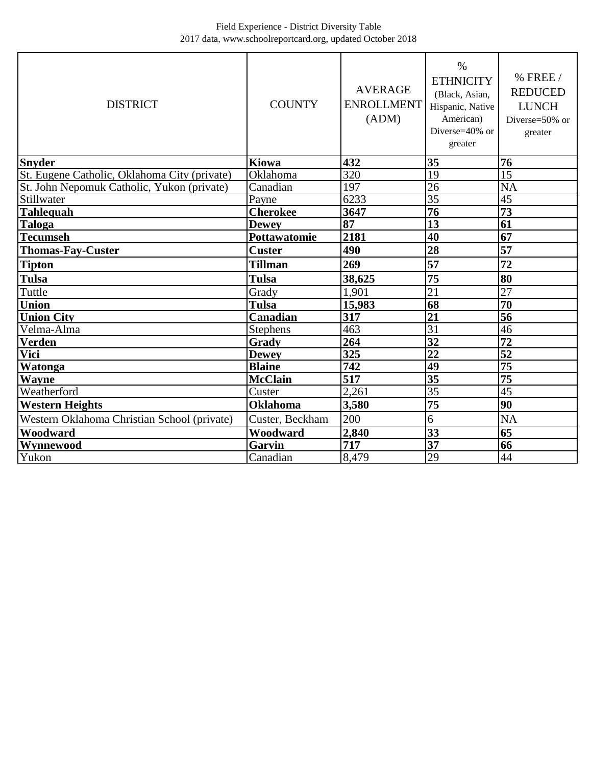Field Experience - District Diversity Table
2017 data, www.schoolreportcard.org, updated October 2018

| DISTRICT | COUNTY | AVERAGE ENROLLMENT (ADM) | % ETHNICITY (Black, Asian, Hispanic, Native American) Diverse=40% or greater | % FREE / REDUCED LUNCH Diverse=50% or greater |
|---|---|---|---|---|
| **Snyder** | **Kiowa** | **432** | **35** | **76** |
| St. Eugene Catholic, Oklahoma City (private) | Oklahoma | 320 | 19 | 15 |
| St. John Nepomuk Catholic, Yukon (private) | Canadian | 197 | 26 | NA |
| Stillwater | Payne | 6233 | 35 | 45 |
| **Tahlequah** | **Cherokee** | **3647** | **76** | **73** |
| **Taloga** | **Dewey** | **87** | **13** | **61** |
| **Tecumseh** | **Pottawatomie** | **2181** | **40** | **67** |
| **Thomas-Fay-Custer** | **Custer** | **490** | **28** | **57** |
| **Tipton** | **Tillman** | **269** | **57** | **72** |
| **Tulsa** | **Tulsa** | **38,625** | **75** | **80** |
| Tuttle | Grady | 1,901 | 21 | 27 |
| **Union** | **Tulsa** | **15,983** | **68** | **70** |
| **Union City** | **Canadian** | **317** | **21** | **56** |
| Velma-Alma | Stephens | 463 | 31 | 46 |
| **Verden** | **Grady** | **264** | **32** | **72** |
| **Vici** | **Dewey** | **325** | **22** | **52** |
| **Watonga** | **Blaine** | **742** | **49** | **75** |
| **Wayne** | **McClain** | **517** | **35** | **75** |
| Weatherford | Custer | 2,261 | 35 | 45 |
| **Western Heights** | **Oklahoma** | **3,580** | **75** | **90** |
| Western Oklahoma Christian School (private) | Custer, Beckham | 200 | 6 | NA |
| **Woodward** | **Woodward** | **2,840** | **33** | **65** |
| **Wynnewood** | **Garvin** | **717** | **37** | **66** |
| Yukon | Canadian | 8,479 | 29 | 44 |